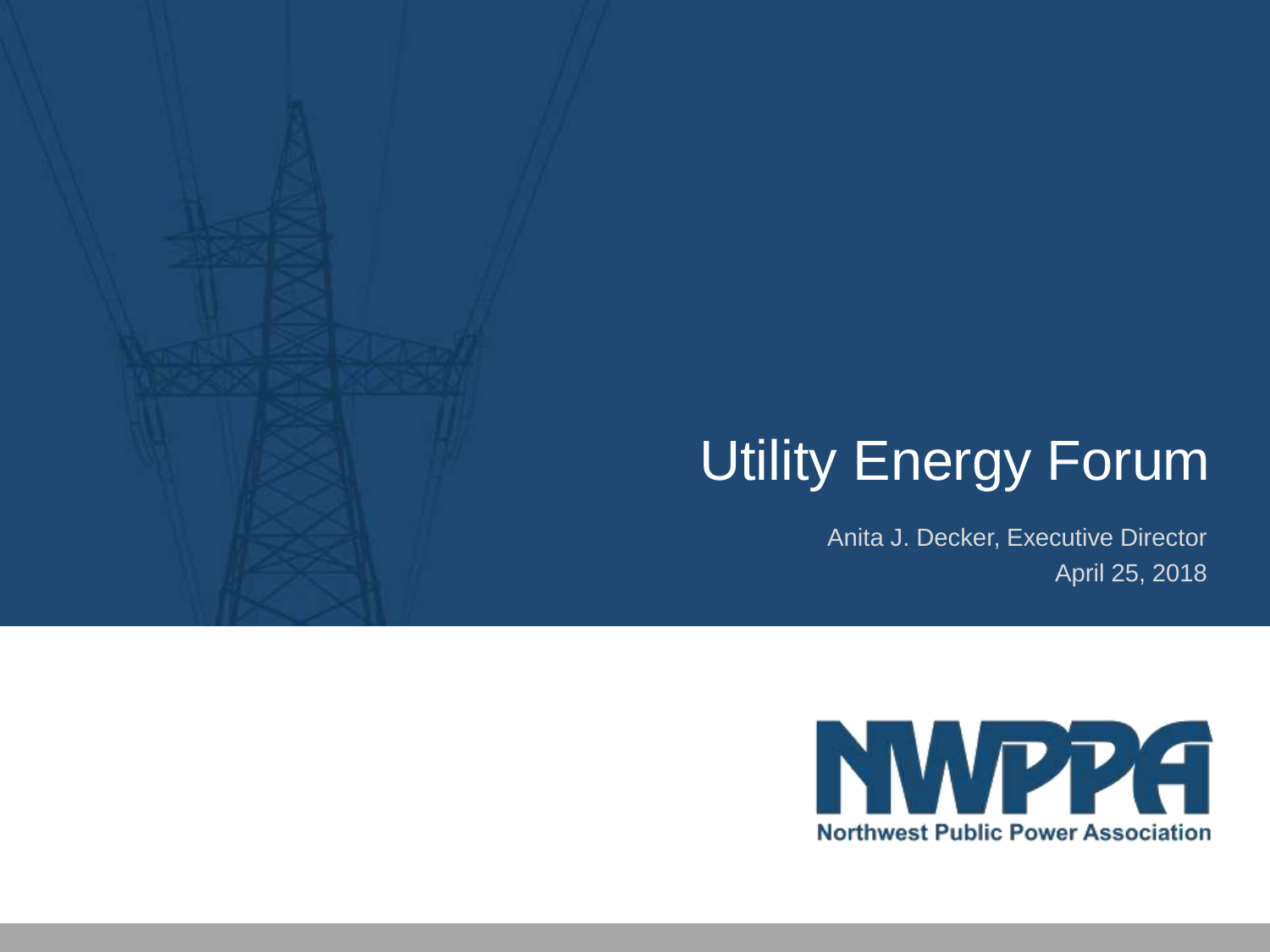# Utility Energy Forum

Anita J. Decker, Executive Director

April 25, 2018

NWPPA

Northwest Public Power Association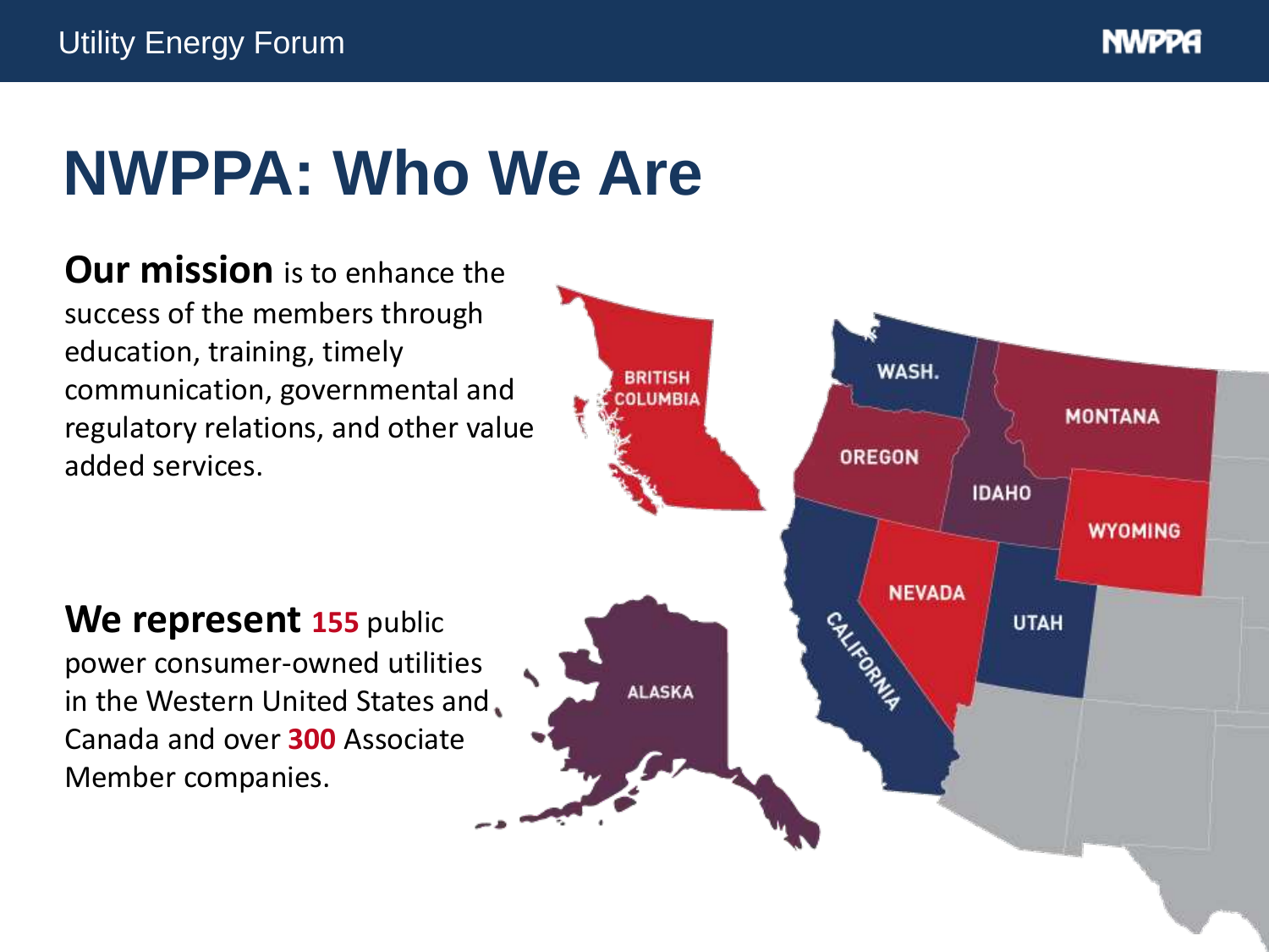# NWPPA: Who We Are

**Our mission** is to enhance the success of the members through education, training, timely communication, governmental and regulatory relations, and other value added services.

**We represent** **155** public power consumer-owned utilities in the Western United States and Canada and over **300** Associate Member companies.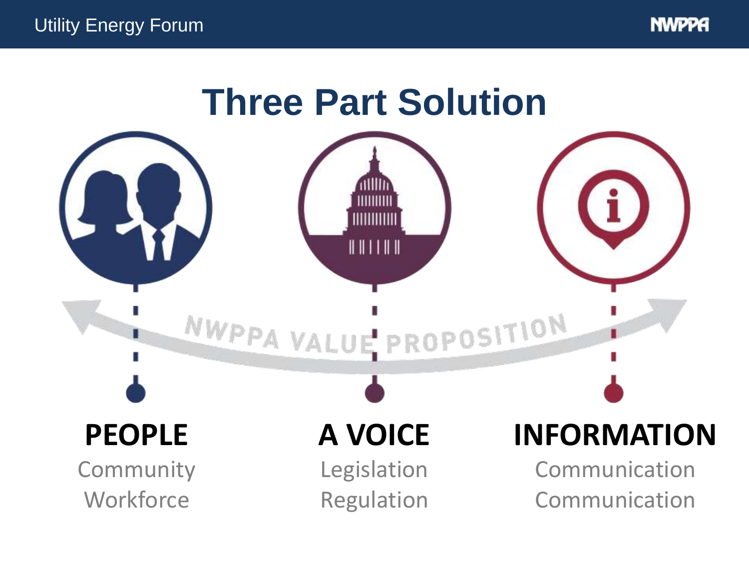# Three Part Solution

NWPPA VALUE PROPOSITION

**PEOPLE**

Community

Workforce

**A VOICE**

Legislation

Regulation

**INFORMATION**

Communication

Communication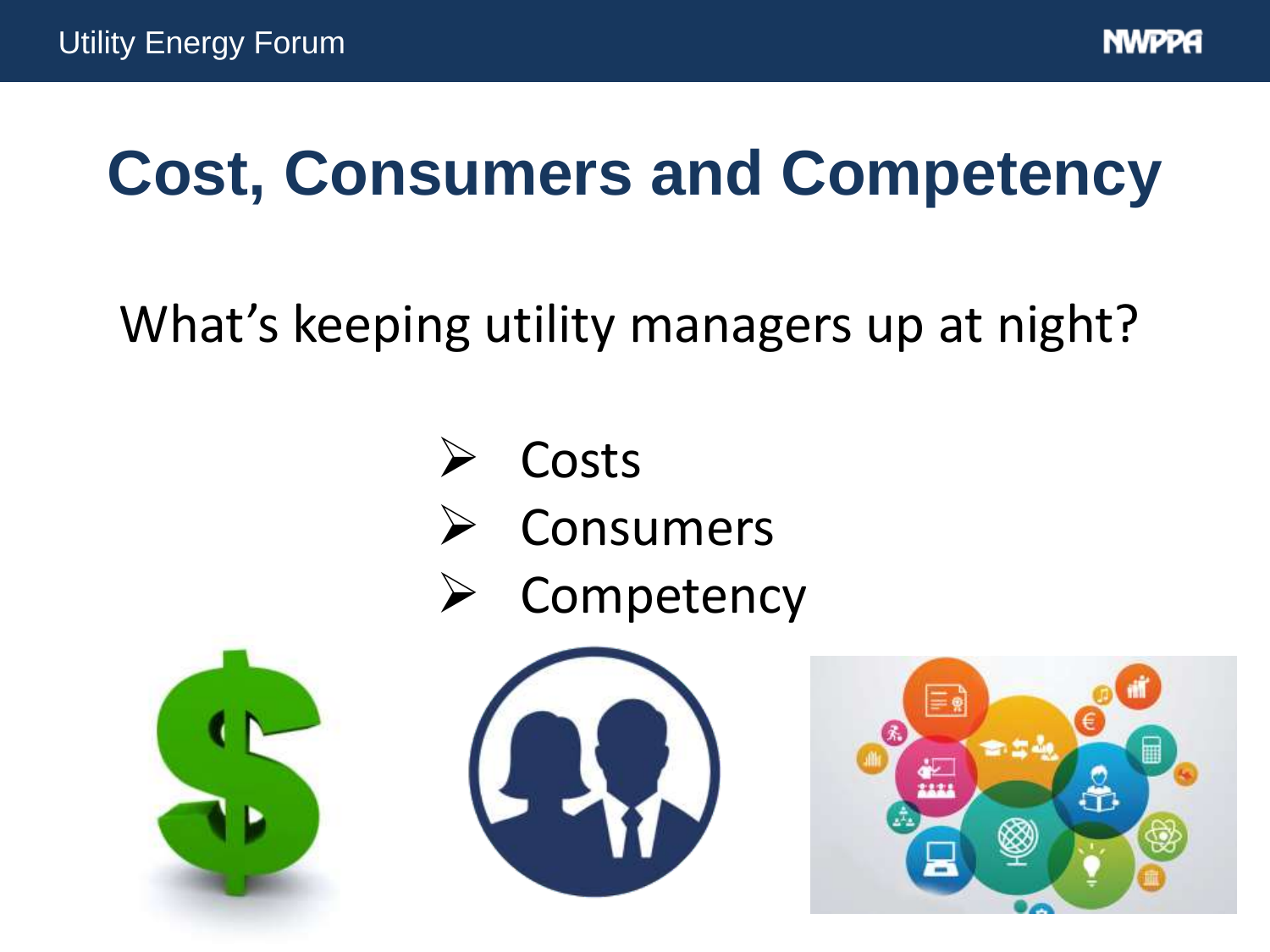# Cost, Consumers and Competency

What's keeping utility managers up at night?

- Costs
- Consumers
- Competency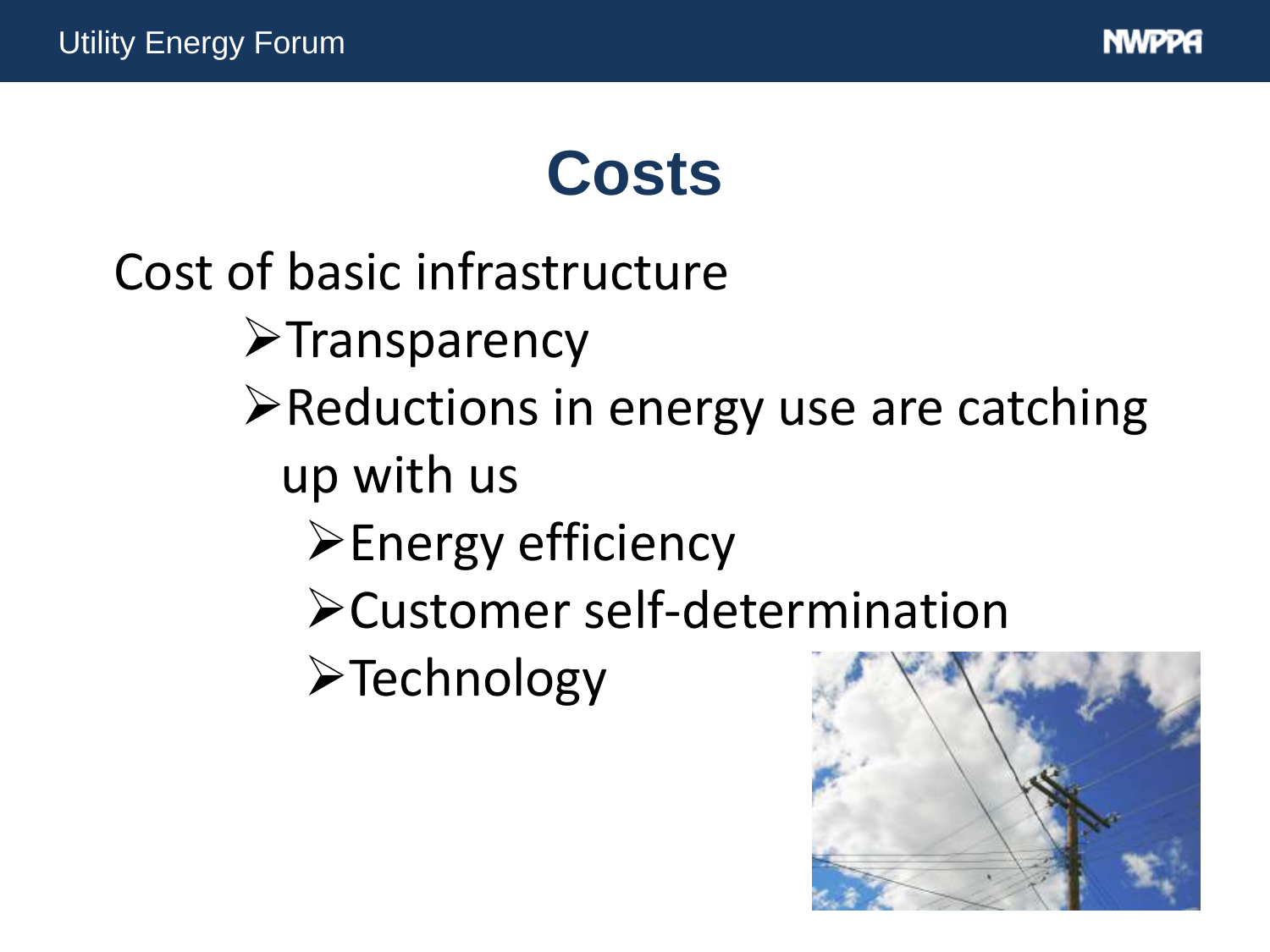# Costs

Cost of basic infrastructure

- Transparency
- Reductions in energy use are catching up with us
  - Energy efficiency
  - Customer self-determination
  - Technology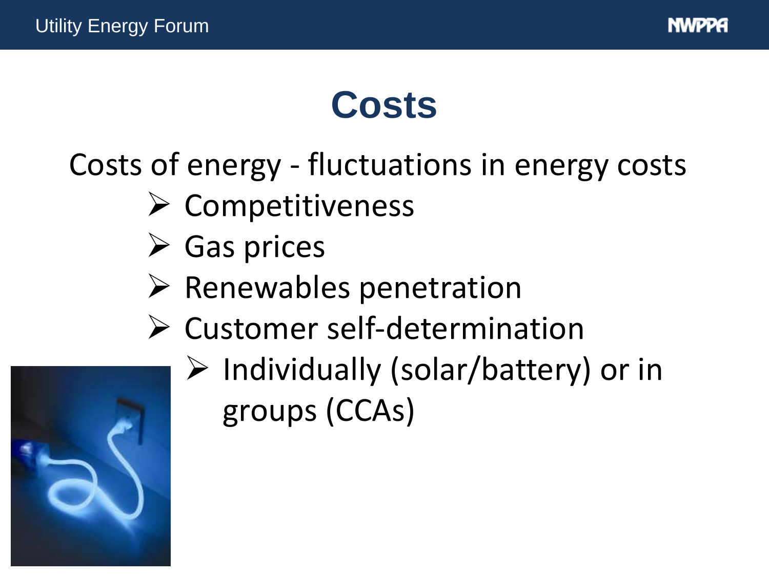# Costs

Costs of energy - fluctuations in energy costs

- Competitiveness
- Gas prices
- Renewables penetration
- Customer self-determination
  - Individually (solar/battery) or in groups (CCAs)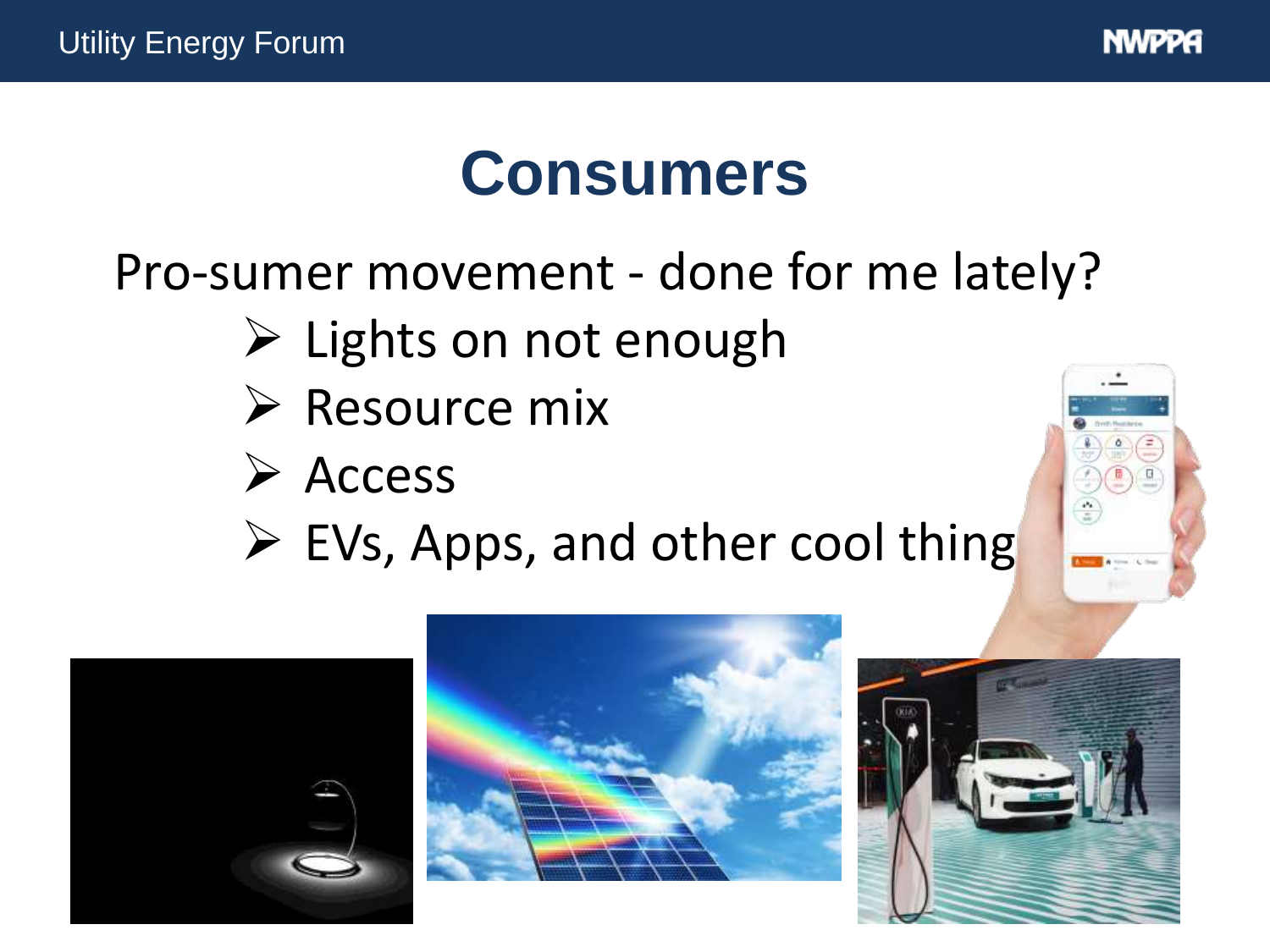# Consumers

Pro-sumer movement - done for me lately?

- Lights on not enough
- Resource mix
- Access
- EVs, Apps, and other cool thing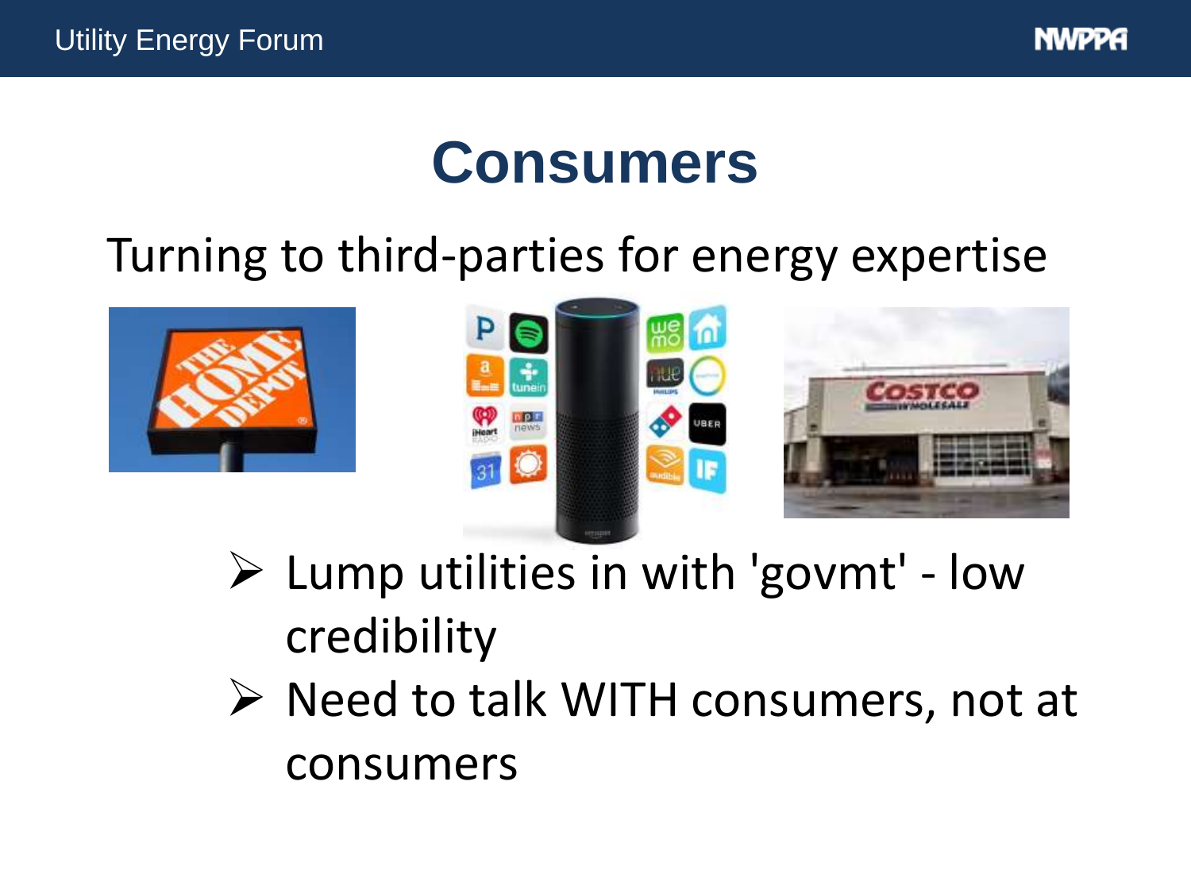# Consumers

Turning to third-parties for energy expertise

- Lump utilities in with 'govmt' - low credibility
- Need to talk WITH consumers, not at consumers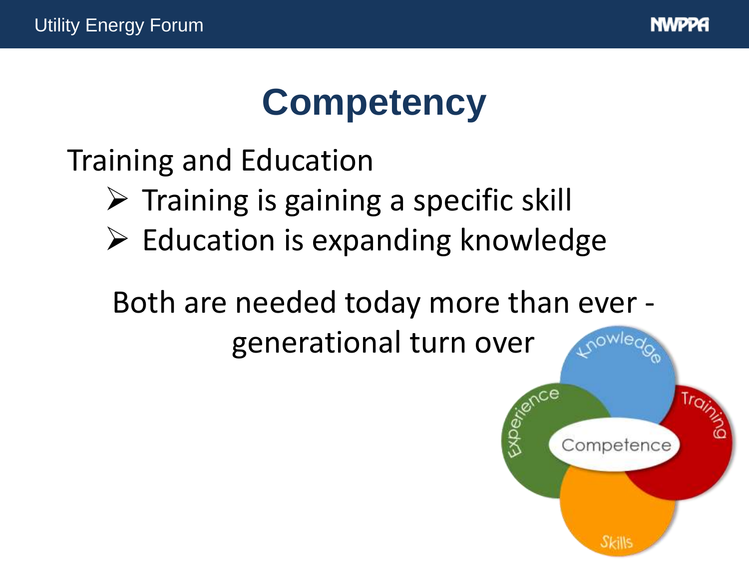# Competency

Training and Education

- Training is gaining a specific skill
- Education is expanding knowledge

Both are needed today more than ever - generational turn over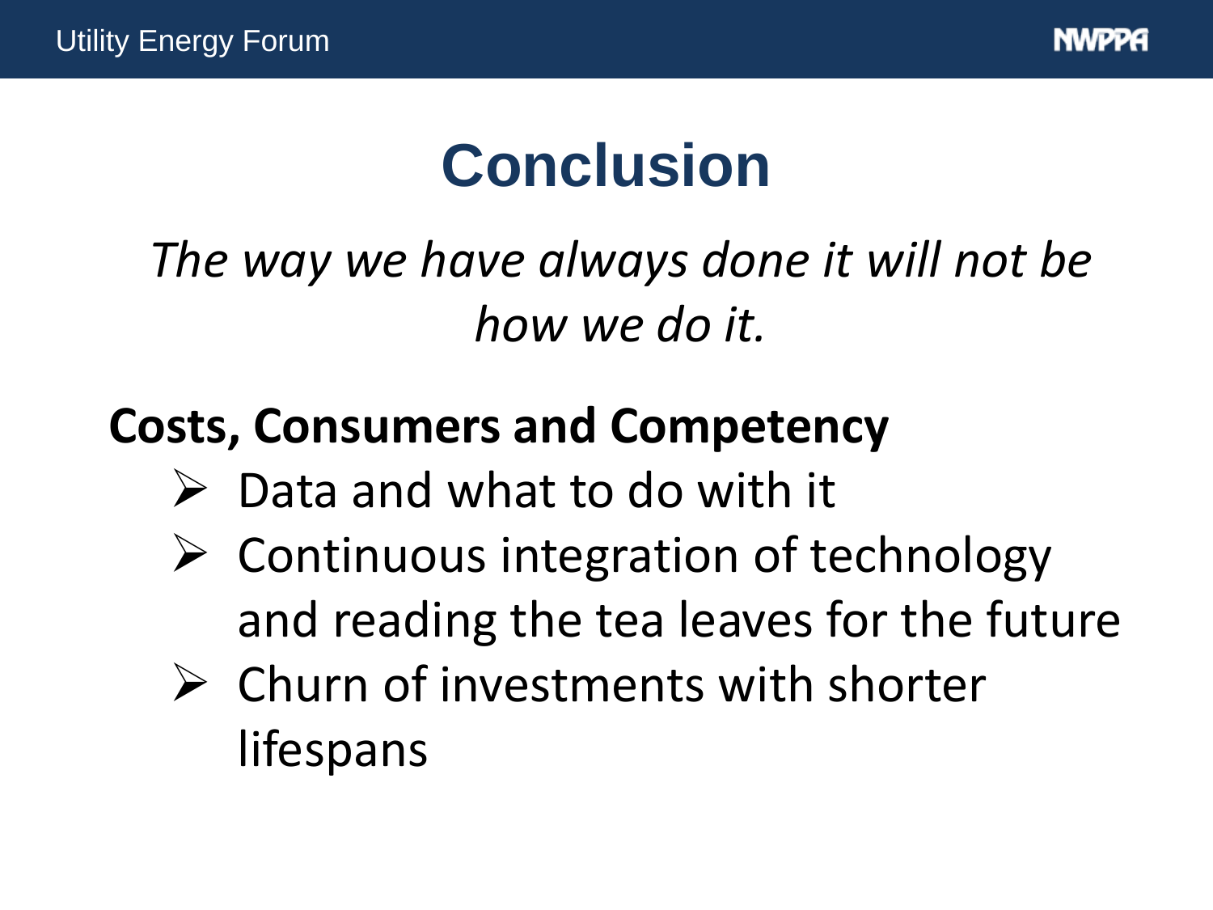# Conclusion

*The way we have always done it will not be how we do it.*

**Costs, Consumers and Competency**

- Data and what to do with it
- Continuous integration of technology and reading the tea leaves for the future
- Churn of investments with shorter lifespans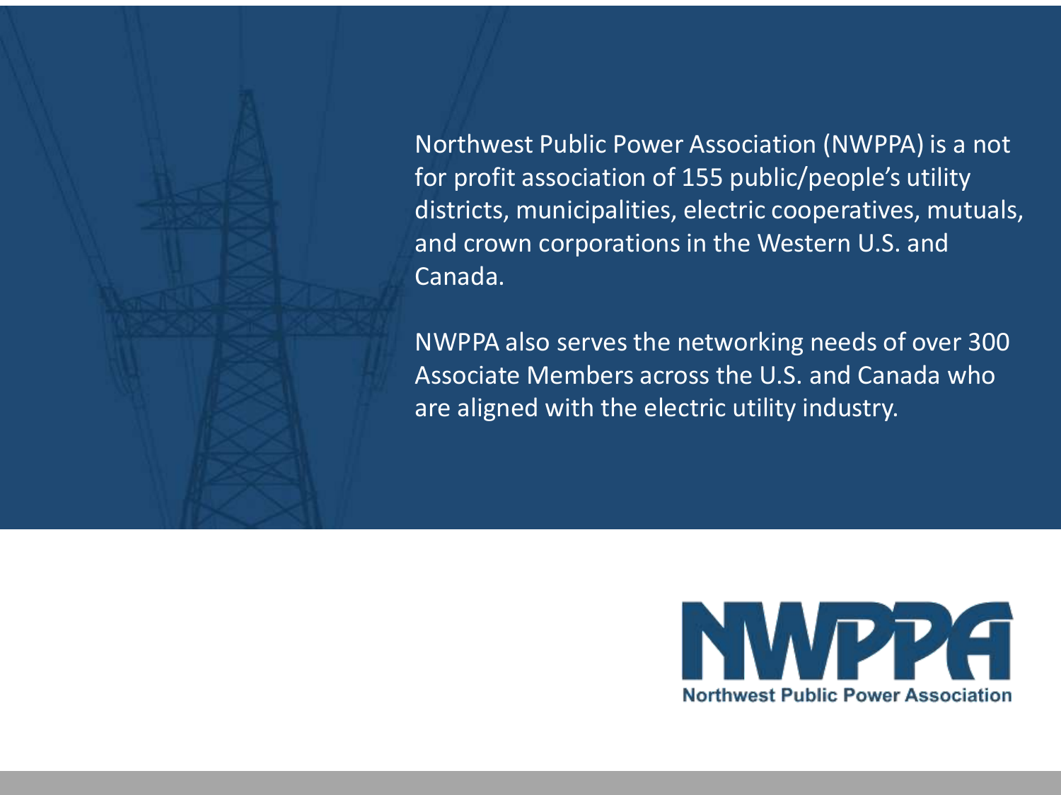Northwest Public Power Association (NWPPA) is a not for profit association of 155 public/people's utility districts, municipalities, electric cooperatives, mutuals, and crown corporations in the Western U.S. and Canada.

NWPPA also serves the networking needs of over 300 Associate Members across the U.S. and Canada who are aligned with the electric utility industry.

NWPPA

Northwest Public Power Association